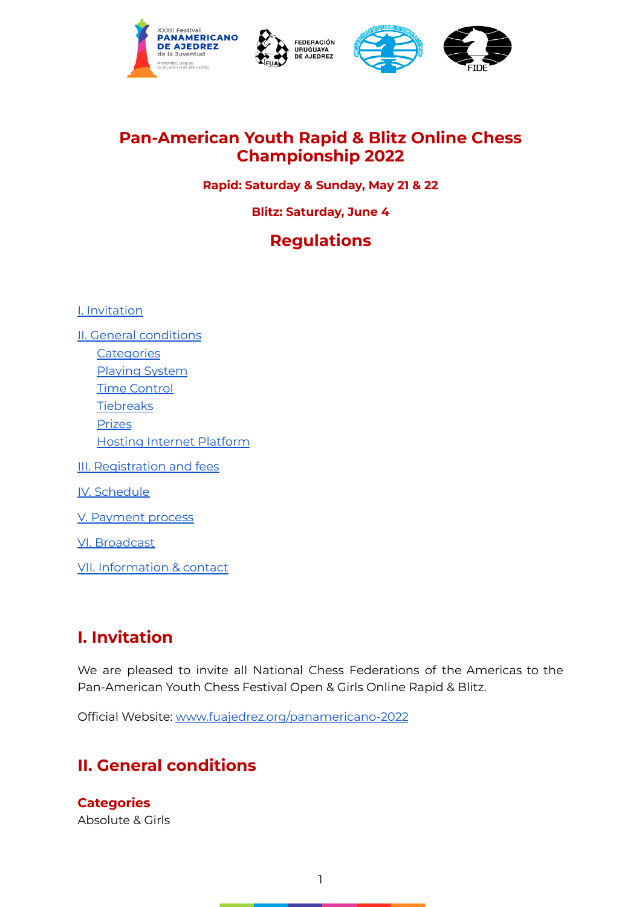# Pan-American Youth Rapid & Blitz Online Chess Championship 2022

**Rapid: Saturday & Sunday, May 21 & 22**

**Blitz: Saturday, June 4**

## Regulations

- I. Invitation
- II. General conditions
  - Categories
  - Playing System
  - Time Control
  - Tiebreaks
  - Prizes
  - Hosting Internet Platform
- III. Registration and fees
- IV. Schedule
- V. Payment process
- VI. Broadcast
- VII. Information & contact

## I. Invitation

We are pleased to invite all National Chess Federations of the Americas to the Pan-American Youth Chess Festival Open & Girls Online Rapid & Blitz.

Official Website: www.fuajedrez.org/panamericano-2022

## II. General conditions

### Categories

Absolute & Girls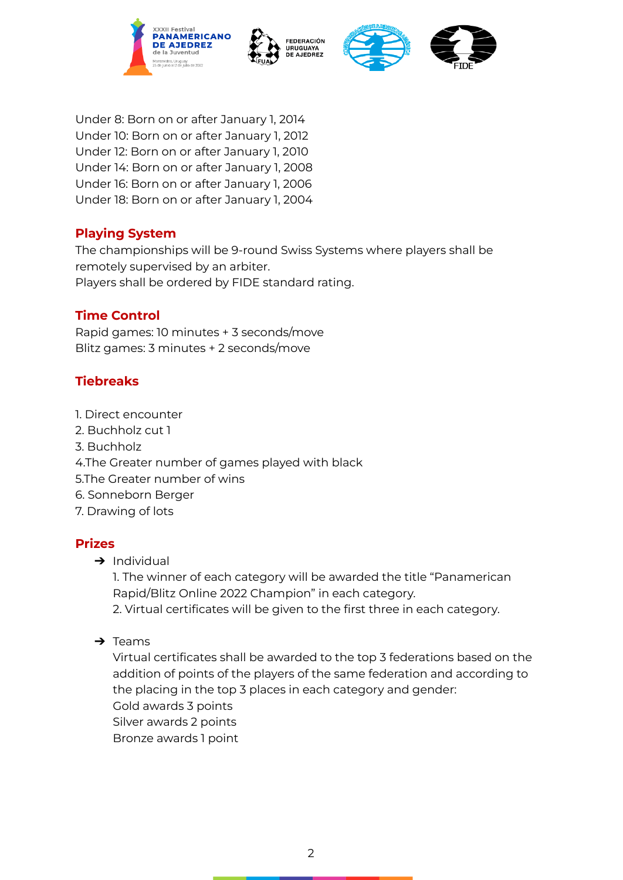Under 8: Born on or after January 1, 2014
Under 10: Born on or after January 1, 2012
Under 12: Born on or after January 1, 2010
Under 14: Born on or after January 1, 2008
Under 16: Born on or after January 1, 2006
Under 18: Born on or after January 1, 2004

## Playing System

The championships will be 9-round Swiss Systems where players shall be remotely supervised by an arbiter.
Players shall be ordered by FIDE standard rating.

## Time Control

Rapid games: 10 minutes + 3 seconds/move
Blitz games: 3 minutes + 2 seconds/move

## Tiebreaks

1. Direct encounter
2. Buchholz cut 1
3. Buchholz
4. The Greater number of games played with black
5. The Greater number of wins
6. Sonneborn Berger
7. Drawing of lots

## Prizes

- Individual
  1. The winner of each category will be awarded the title "Panamerican Rapid/Blitz Online 2022 Champion" in each category.
  2. Virtual certificates will be given to the first three in each category.

- Teams
  Virtual certificates shall be awarded to the top 3 federations based on the addition of points of the players of the same federation and according to the placing in the top 3 places in each category and gender:
  Gold awards 3 points
  Silver awards 2 points
  Bronze awards 1 point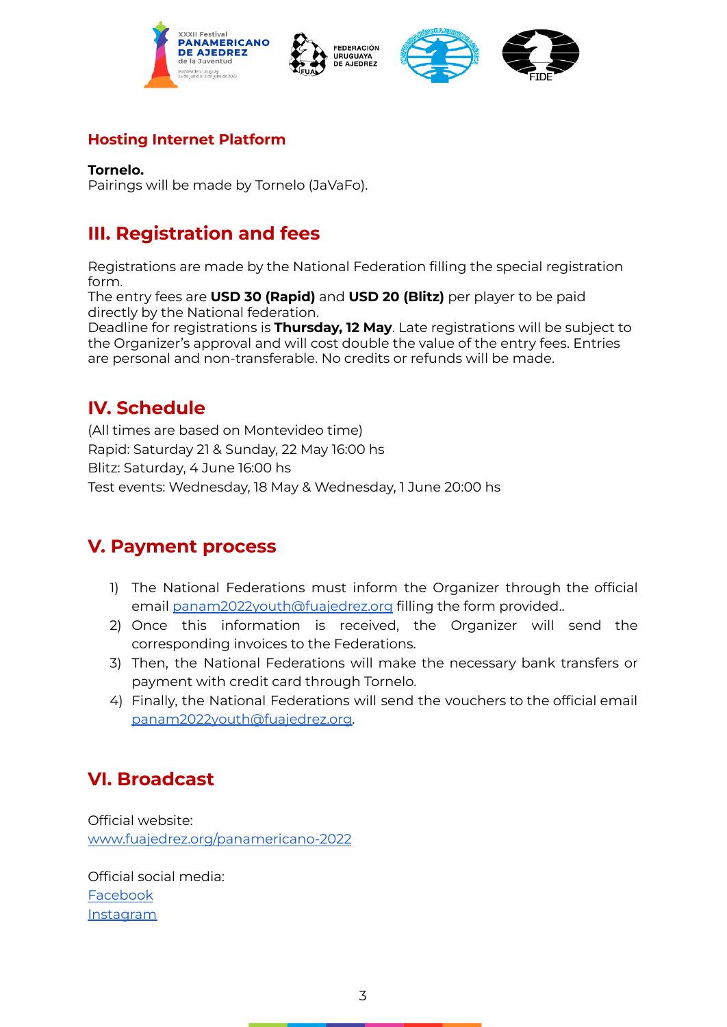### Hosting Internet Platform

**Tornelo.**
Pairings will be made by Tornelo (JaVaFo).

## III. Registration and fees

Registrations are made by the National Federation filling the special registration form.
The entry fees are **USD 30 (Rapid)** and **USD 20 (Blitz)** per player to be paid directly by the National federation.
Deadline for registrations is **Thursday, 12 May**. Late registrations will be subject to the Organizer's approval and will cost double the value of the entry fees. Entries are personal and non-transferable. No credits or refunds will be made.

## IV. Schedule

(All times are based on Montevideo time)
Rapid: Saturday 21 & Sunday, 22 May 16:00 hs
Blitz: Saturday, 4 June 16:00 hs
Test events: Wednesday, 18 May & Wednesday, 1 June 20:00 hs

## V. Payment process

1) The National Federations must inform the Organizer through the official email panam2022youth@fuajedrez.org filling the form provided..
2) Once this information is received, the Organizer will send the corresponding invoices to the Federations.
3) Then, the National Federations will make the necessary bank transfers or payment with credit card through Tornelo.
4) Finally, the National Federations will send the vouchers to the official email panam2022youth@fuajedrez.org.

## VI. Broadcast

Official website:
www.fuajedrez.org/panamericano-2022

Official social media:
Facebook
Instagram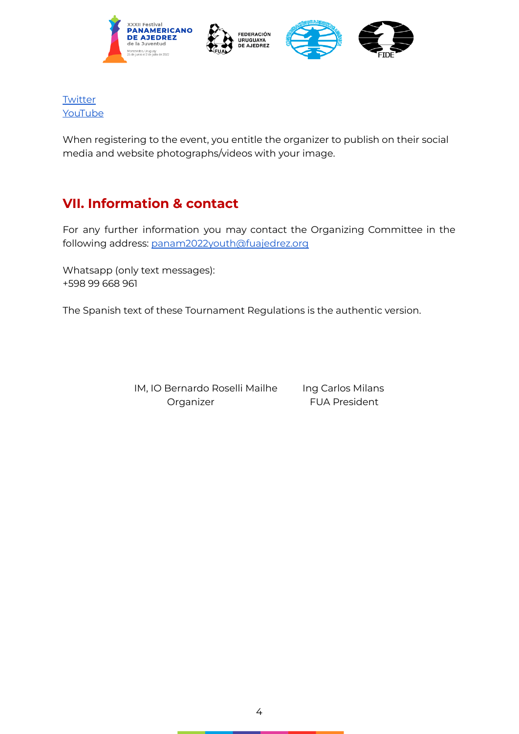[Twitter]
[YouTube]

When registering to the event, you entitle the organizer to publish on their social media and website photographs/videos with your image.

## VII. Information & contact

For any further information you may contact the Organizing Committee in the following address: panam2022youth@fuajedrez.org

Whatsapp (only text messages):
+598 99 668 961

The Spanish text of these Tournament Regulations is the authentic version.

| | |
|---|---|
| IM, IO Bernardo Roselli Mailhe | Ing Carlos Milans |
| Organizer | FUA President |